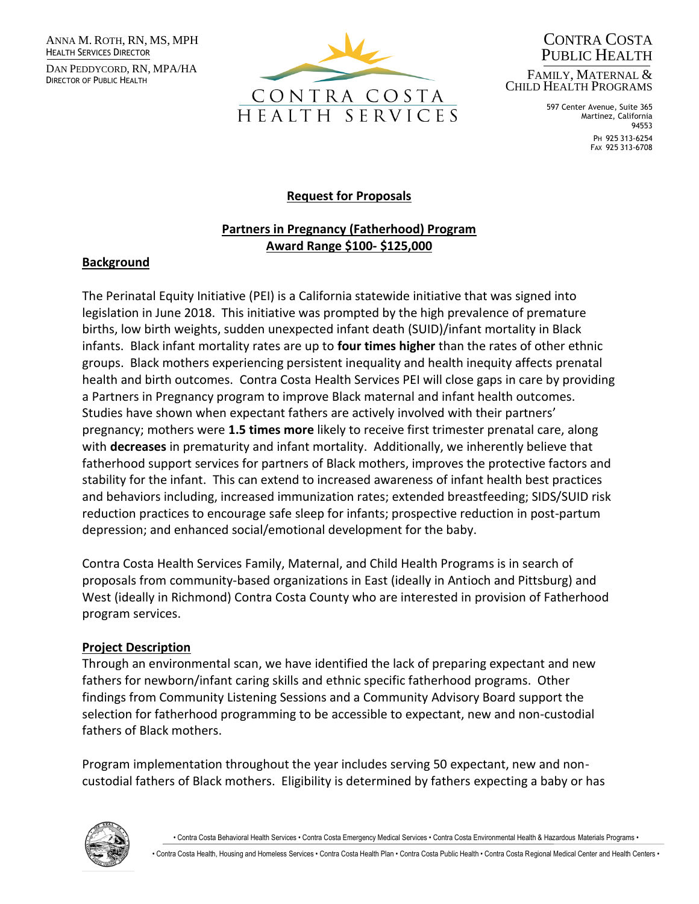ANNA M. ROTH, RN, MS, MPH
HEALTH SERVICES DIRECTOR

DAN PEDDYCORD, RN, MPA/HA
DIRECTOR OF PUBLIC HEALTH

CONTRA COSTA HEALTH SERVICES

CONTRA COSTA PUBLIC HEALTH

FAMILY, MATERNAL & CHILD HEALTH PROGRAMS

597 Center Avenue, Suite 365
Martinez, California
94553

PH 925 313-6254
FAX 925 313-6708

## Request for Proposals

## Partners in Pregnancy (Fatherhood) Program
## Award Range $100- $125,000

### Background

The Perinatal Equity Initiative (PEI) is a California statewide initiative that was signed into legislation in June 2018. This initiative was prompted by the high prevalence of premature births, low birth weights, sudden unexpected infant death (SUID)/infant mortality in Black infants. Black infant mortality rates are up to **four times higher** than the rates of other ethnic groups. Black mothers experiencing persistent inequality and health inequity affects prenatal health and birth outcomes. Contra Costa Health Services PEI will close gaps in care by providing a Partners in Pregnancy program to improve Black maternal and infant health outcomes. Studies have shown when expectant fathers are actively involved with their partners' pregnancy; mothers were **1.5 times more** likely to receive first trimester prenatal care, along with **decreases** in prematurity and infant mortality. Additionally, we inherently believe that fatherhood support services for partners of Black mothers, improves the protective factors and stability for the infant. This can extend to increased awareness of infant health best practices and behaviors including, increased immunization rates; extended breastfeeding; SIDS/SUID risk reduction practices to encourage safe sleep for infants; prospective reduction in post-partum depression; and enhanced social/emotional development for the baby.

Contra Costa Health Services Family, Maternal, and Child Health Programs is in search of proposals from community-based organizations in East (ideally in Antioch and Pittsburg) and West (ideally in Richmond) Contra Costa County who are interested in provision of Fatherhood program services.

### Project Description

Through an environmental scan, we have identified the lack of preparing expectant and new fathers for newborn/infant caring skills and ethnic specific fatherhood programs. Other findings from Community Listening Sessions and a Community Advisory Board support the selection for fatherhood programming to be accessible to expectant, new and non-custodial fathers of Black mothers.

Program implementation throughout the year includes serving 50 expectant, new and non-custodial fathers of Black mothers. Eligibility is determined by fathers expecting a baby or has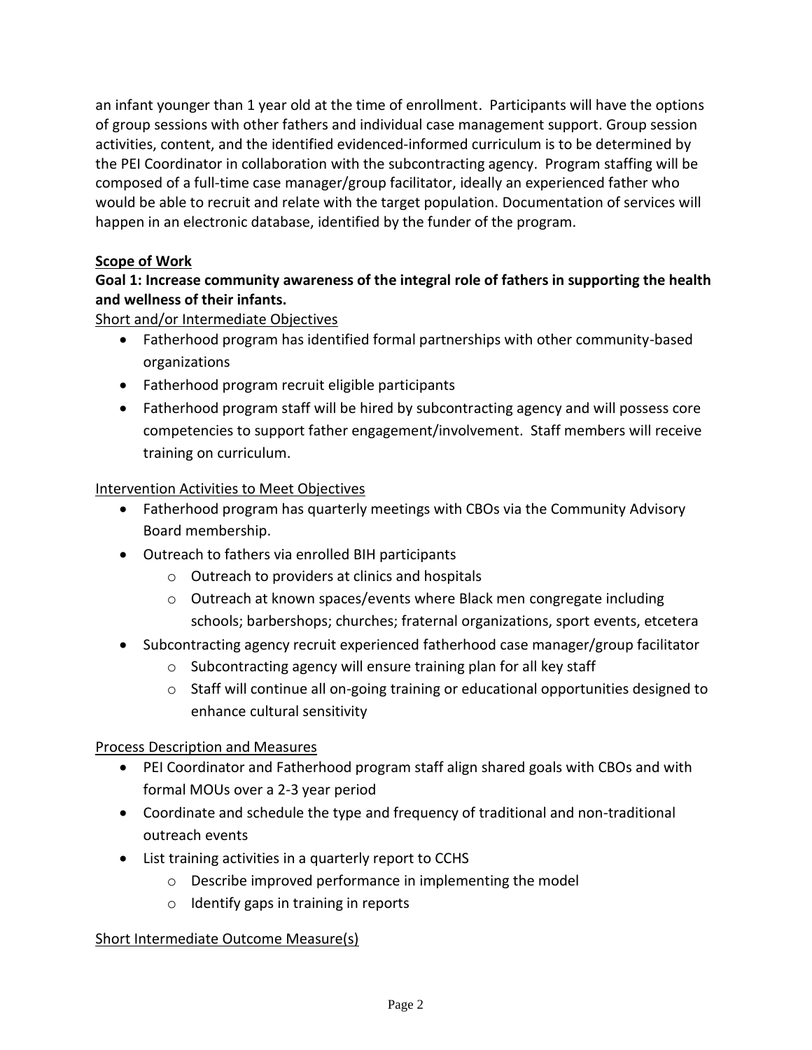an infant younger than 1 year old at the time of enrollment. Participants will have the options of group sessions with other fathers and individual case management support. Group session activities, content, and the identified evidenced-informed curriculum is to be determined by the PEI Coordinator in collaboration with the subcontracting agency. Program staffing will be composed of a full-time case manager/group facilitator, ideally an experienced father who would be able to recruit and relate with the target population. Documentation of services will happen in an electronic database, identified by the funder of the program.

**Scope of Work**

**Goal 1: Increase community awareness of the integral role of fathers in supporting the health and wellness of their infants.**

Short and/or Intermediate Objectives

- Fatherhood program has identified formal partnerships with other community-based organizations
- Fatherhood program recruit eligible participants
- Fatherhood program staff will be hired by subcontracting agency and will possess core competencies to support father engagement/involvement. Staff members will receive training on curriculum.

Intervention Activities to Meet Objectives

- Fatherhood program has quarterly meetings with CBOs via the Community Advisory Board membership.
- Outreach to fathers via enrolled BIH participants
  - Outreach to providers at clinics and hospitals
  - Outreach at known spaces/events where Black men congregate including schools; barbershops; churches; fraternal organizations, sport events, etcetera
- Subcontracting agency recruit experienced fatherhood case manager/group facilitator
  - Subcontracting agency will ensure training plan for all key staff
  - Staff will continue all on-going training or educational opportunities designed to enhance cultural sensitivity

Process Description and Measures

- PEI Coordinator and Fatherhood program staff align shared goals with CBOs and with formal MOUs over a 2-3 year period
- Coordinate and schedule the type and frequency of traditional and non-traditional outreach events
- List training activities in a quarterly report to CCHS
  - Describe improved performance in implementing the model
  - Identify gaps in training in reports

Short Intermediate Outcome Measure(s)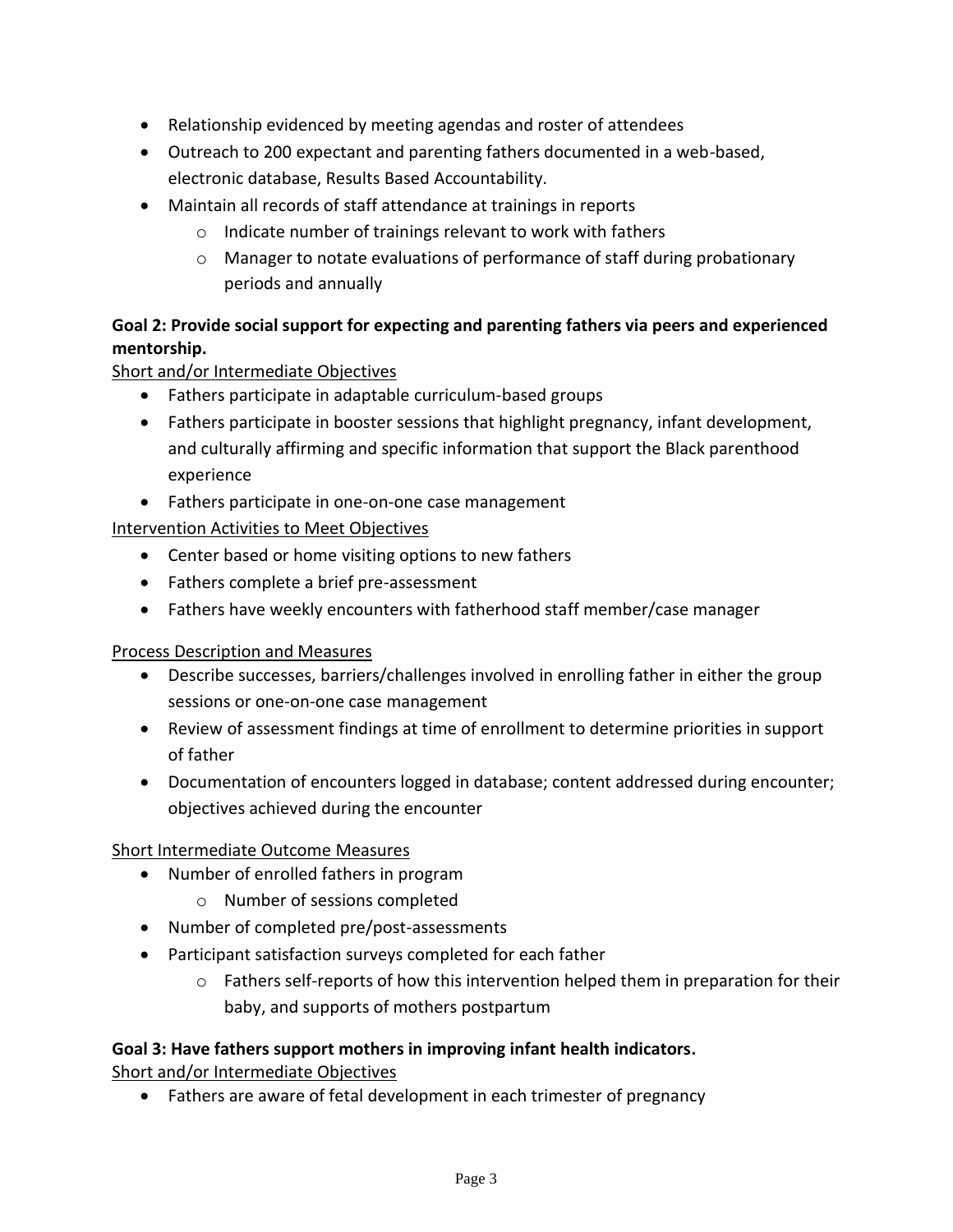- Relationship evidenced by meeting agendas and roster of attendees
- Outreach to 200 expectant and parenting fathers documented in a web-based, electronic database, Results Based Accountability.
- Maintain all records of staff attendance at trainings in reports
  - Indicate number of trainings relevant to work with fathers
  - Manager to notate evaluations of performance of staff during probationary periods and annually

**Goal 2: Provide social support for expecting and parenting fathers via peers and experienced mentorship.**

Short and/or Intermediate Objectives

- Fathers participate in adaptable curriculum-based groups
- Fathers participate in booster sessions that highlight pregnancy, infant development, and culturally affirming and specific information that support the Black parenthood experience
- Fathers participate in one-on-one case management

Intervention Activities to Meet Objectives

- Center based or home visiting options to new fathers
- Fathers complete a brief pre-assessment
- Fathers have weekly encounters with fatherhood staff member/case manager

Process Description and Measures

- Describe successes, barriers/challenges involved in enrolling father in either the group sessions or one-on-one case management
- Review of assessment findings at time of enrollment to determine priorities in support of father
- Documentation of encounters logged in database; content addressed during encounter; objectives achieved during the encounter

Short Intermediate Outcome Measures

- Number of enrolled fathers in program
  - Number of sessions completed
- Number of completed pre/post-assessments
- Participant satisfaction surveys completed for each father
  - Fathers self-reports of how this intervention helped them in preparation for their baby, and supports of mothers postpartum

**Goal 3: Have fathers support mothers in improving infant health indicators.**

Short and/or Intermediate Objectives

- Fathers are aware of fetal development in each trimester of pregnancy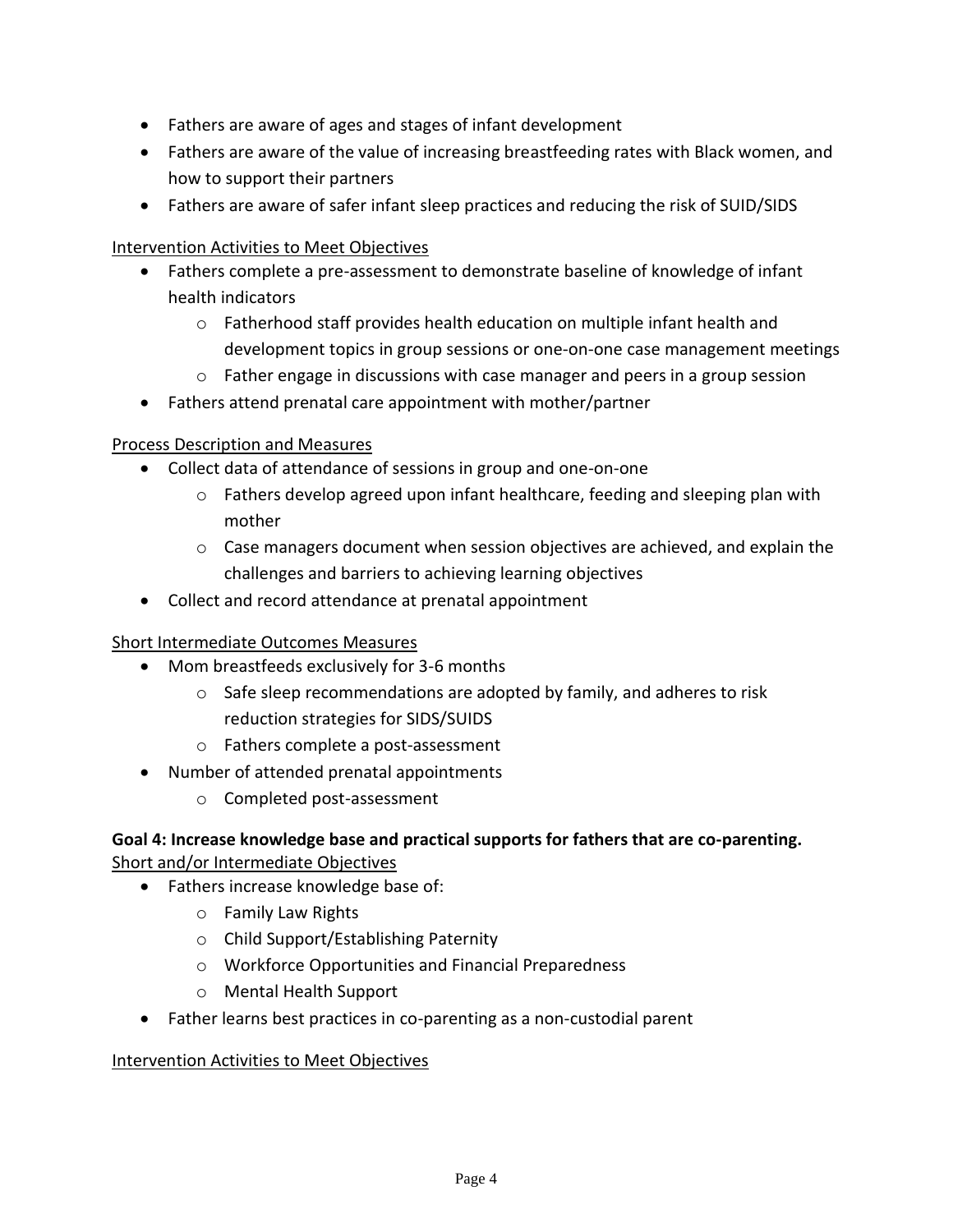- Fathers are aware of ages and stages of infant development
- Fathers are aware of the value of increasing breastfeeding rates with Black women, and how to support their partners
- Fathers are aware of safer infant sleep practices and reducing the risk of SUID/SIDS

<u>Intervention Activities to Meet Objectives</u>

- Fathers complete a pre-assessment to demonstrate baseline of knowledge of infant health indicators
    - Fatherhood staff provides health education on multiple infant health and development topics in group sessions or one-on-one case management meetings
    - Father engage in discussions with case manager and peers in a group session
- Fathers attend prenatal care appointment with mother/partner

<u>Process Description and Measures</u>

- Collect data of attendance of sessions in group and one-on-one
    - Fathers develop agreed upon infant healthcare, feeding and sleeping plan with mother
    - Case managers document when session objectives are achieved, and explain the challenges and barriers to achieving learning objectives
- Collect and record attendance at prenatal appointment

<u>Short Intermediate Outcomes Measures</u>

- Mom breastfeeds exclusively for 3-6 months
    - Safe sleep recommendations are adopted by family, and adheres to risk reduction strategies for SIDS/SUIDS
    - Fathers complete a post-assessment
- Number of attended prenatal appointments
    - Completed post-assessment

**Goal 4: Increase knowledge base and practical supports for fathers that are co-parenting.**
<u>Short and/or Intermediate Objectives</u>

- Fathers increase knowledge base of:
    - Family Law Rights
    - Child Support/Establishing Paternity
    - Workforce Opportunities and Financial Preparedness
    - Mental Health Support
- Father learns best practices in co-parenting as a non-custodial parent

<u>Intervention Activities to Meet Objectives</u>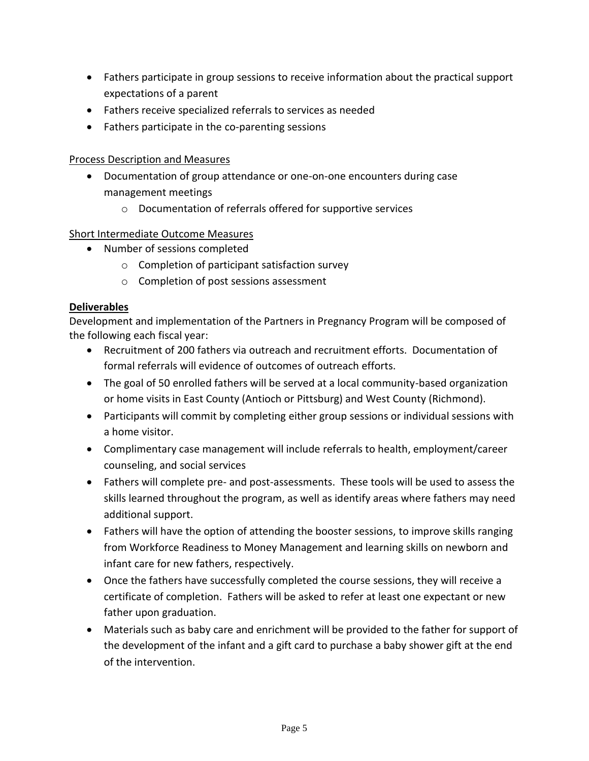- Fathers participate in group sessions to receive information about the practical support expectations of a parent
- Fathers receive specialized referrals to services as needed
- Fathers participate in the co-parenting sessions

Process Description and Measures

- Documentation of group attendance or one-on-one encounters during case management meetings
    - Documentation of referrals offered for supportive services

Short Intermediate Outcome Measures

- Number of sessions completed
    - Completion of participant satisfaction survey
    - Completion of post sessions assessment

**Deliverables**

Development and implementation of the Partners in Pregnancy Program will be composed of the following each fiscal year:

- Recruitment of 200 fathers via outreach and recruitment efforts. Documentation of formal referrals will evidence of outcomes of outreach efforts.
- The goal of 50 enrolled fathers will be served at a local community-based organization or home visits in East County (Antioch or Pittsburg) and West County (Richmond).
- Participants will commit by completing either group sessions or individual sessions with a home visitor.
- Complimentary case management will include referrals to health, employment/career counseling, and social services
- Fathers will complete pre- and post-assessments. These tools will be used to assess the skills learned throughout the program, as well as identify areas where fathers may need additional support.
- Fathers will have the option of attending the booster sessions, to improve skills ranging from Workforce Readiness to Money Management and learning skills on newborn and infant care for new fathers, respectively.
- Once the fathers have successfully completed the course sessions, they will receive a certificate of completion. Fathers will be asked to refer at least one expectant or new father upon graduation.
- Materials such as baby care and enrichment will be provided to the father for support of the development of the infant and a gift card to purchase a baby shower gift at the end of the intervention.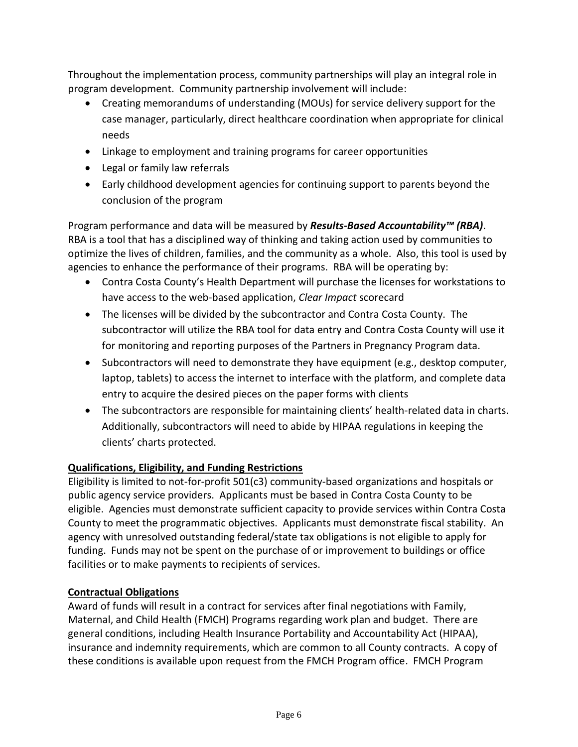Throughout the implementation process, community partnerships will play an integral role in program development. Community partnership involvement will include:

- Creating memorandums of understanding (MOUs) for service delivery support for the case manager, particularly, direct healthcare coordination when appropriate for clinical needs
- Linkage to employment and training programs for career opportunities
- Legal or family law referrals
- Early childhood development agencies for continuing support to parents beyond the conclusion of the program

Program performance and data will be measured by ***Results-Based Accountability™ (RBA)***. RBA is a tool that has a disciplined way of thinking and taking action used by communities to optimize the lives of children, families, and the community as a whole. Also, this tool is used by agencies to enhance the performance of their programs. RBA will be operating by:

- Contra Costa County's Health Department will purchase the licenses for workstations to have access to the web-based application, *Clear Impact* scorecard
- The licenses will be divided by the subcontractor and Contra Costa County. The subcontractor will utilize the RBA tool for data entry and Contra Costa County will use it for monitoring and reporting purposes of the Partners in Pregnancy Program data.
- Subcontractors will need to demonstrate they have equipment (e.g., desktop computer, laptop, tablets) to access the internet to interface with the platform, and complete data entry to acquire the desired pieces on the paper forms with clients
- The subcontractors are responsible for maintaining clients' health-related data in charts. Additionally, subcontractors will need to abide by HIPAA regulations in keeping the clients' charts protected.

**Qualifications, Eligibility, and Funding Restrictions**

Eligibility is limited to not-for-profit 501(c3) community-based organizations and hospitals or public agency service providers. Applicants must be based in Contra Costa County to be eligible. Agencies must demonstrate sufficient capacity to provide services within Contra Costa County to meet the programmatic objectives. Applicants must demonstrate fiscal stability. An agency with unresolved outstanding federal/state tax obligations is not eligible to apply for funding. Funds may not be spent on the purchase of or improvement to buildings or office facilities or to make payments to recipients of services.

**Contractual Obligations**

Award of funds will result in a contract for services after final negotiations with Family, Maternal, and Child Health (FMCH) Programs regarding work plan and budget. There are general conditions, including Health Insurance Portability and Accountability Act (HIPAA), insurance and indemnity requirements, which are common to all County contracts. A copy of these conditions is available upon request from the FMCH Program office. FMCH Program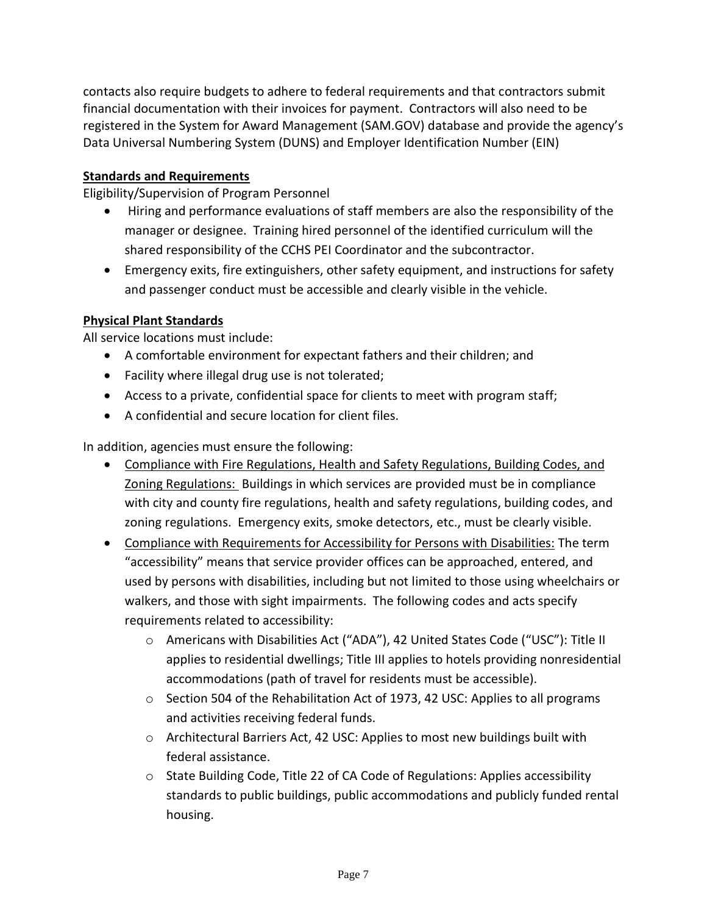contacts also require budgets to adhere to federal requirements and that contractors submit financial documentation with their invoices for payment. Contractors will also need to be registered in the System for Award Management (SAM.GOV) database and provide the agency's Data Universal Numbering System (DUNS) and Employer Identification Number (EIN)

**Standards and Requirements**

Eligibility/Supervision of Program Personnel

- Hiring and performance evaluations of staff members are also the responsibility of the manager or designee. Training hired personnel of the identified curriculum will the shared responsibility of the CCHS PEI Coordinator and the subcontractor.
- Emergency exits, fire extinguishers, other safety equipment, and instructions for safety and passenger conduct must be accessible and clearly visible in the vehicle.

**Physical Plant Standards**

All service locations must include:

- A comfortable environment for expectant fathers and their children; and
- Facility where illegal drug use is not tolerated;
- Access to a private, confidential space for clients to meet with program staff;
- A confidential and secure location for client files.

In addition, agencies must ensure the following:

- Compliance with Fire Regulations, Health and Safety Regulations, Building Codes, and Zoning Regulations: Buildings in which services are provided must be in compliance with city and county fire regulations, health and safety regulations, building codes, and zoning regulations. Emergency exits, smoke detectors, etc., must be clearly visible.
- Compliance with Requirements for Accessibility for Persons with Disabilities: The term "accessibility" means that service provider offices can be approached, entered, and used by persons with disabilities, including but not limited to those using wheelchairs or walkers, and those with sight impairments. The following codes and acts specify requirements related to accessibility:
  - Americans with Disabilities Act ("ADA"), 42 United States Code ("USC"): Title II applies to residential dwellings; Title III applies to hotels providing nonresidential accommodations (path of travel for residents must be accessible).
  - Section 504 of the Rehabilitation Act of 1973, 42 USC: Applies to all programs and activities receiving federal funds.
  - Architectural Barriers Act, 42 USC: Applies to most new buildings built with federal assistance.
  - State Building Code, Title 22 of CA Code of Regulations: Applies accessibility standards to public buildings, public accommodations and publicly funded rental housing.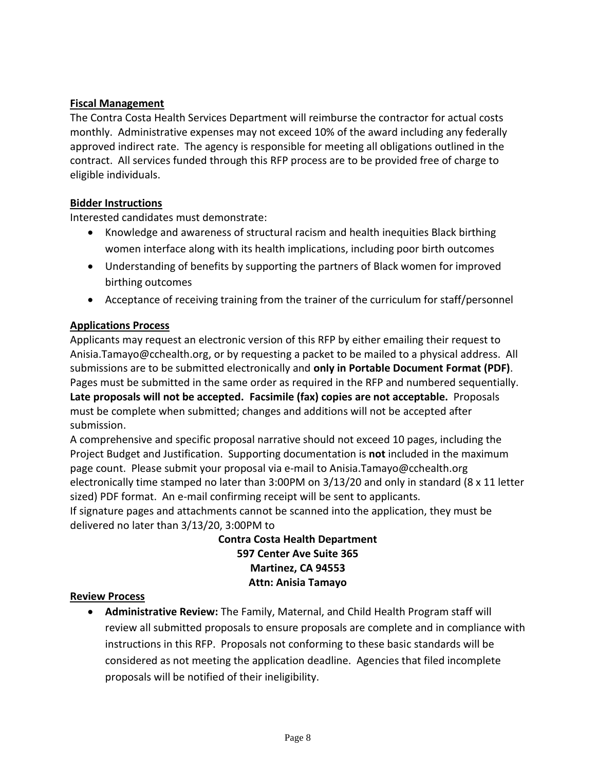## Fiscal Management

The Contra Costa Health Services Department will reimburse the contractor for actual costs monthly. Administrative expenses may not exceed 10% of the award including any federally approved indirect rate. The agency is responsible for meeting all obligations outlined in the contract. All services funded through this RFP process are to be provided free of charge to eligible individuals.

## Bidder Instructions

Interested candidates must demonstrate:

- Knowledge and awareness of structural racism and health inequities Black birthing women interface along with its health implications, including poor birth outcomes
- Understanding of benefits by supporting the partners of Black women for improved birthing outcomes
- Acceptance of receiving training from the trainer of the curriculum for staff/personnel

## Applications Process

Applicants may request an electronic version of this RFP by either emailing their request to Anisia.Tamayo@cchealth.org, or by requesting a packet to be mailed to a physical address. All submissions are to be submitted electronically and **only in Portable Document Format (PDF)**. Pages must be submitted in the same order as required in the RFP and numbered sequentially. **Late proposals will not be accepted. Facsimile (fax) copies are not acceptable.** Proposals must be complete when submitted; changes and additions will not be accepted after submission.

A comprehensive and specific proposal narrative should not exceed 10 pages, including the Project Budget and Justification. Supporting documentation is **not** included in the maximum page count. Please submit your proposal via e-mail to Anisia.Tamayo@cchealth.org electronically time stamped no later than 3:00PM on 3/13/20 and only in standard (8 x 11 letter sized) PDF format. An e-mail confirming receipt will be sent to applicants.

If signature pages and attachments cannot be scanned into the application, they must be delivered no later than 3/13/20, 3:00PM to

**Contra Costa Health Department**
**597 Center Ave Suite 365**
**Martinez, CA 94553**
**Attn: Anisia Tamayo**

## Review Process

- **Administrative Review:** The Family, Maternal, and Child Health Program staff will review all submitted proposals to ensure proposals are complete and in compliance with instructions in this RFP. Proposals not conforming to these basic standards will be considered as not meeting the application deadline. Agencies that filed incomplete proposals will be notified of their ineligibility.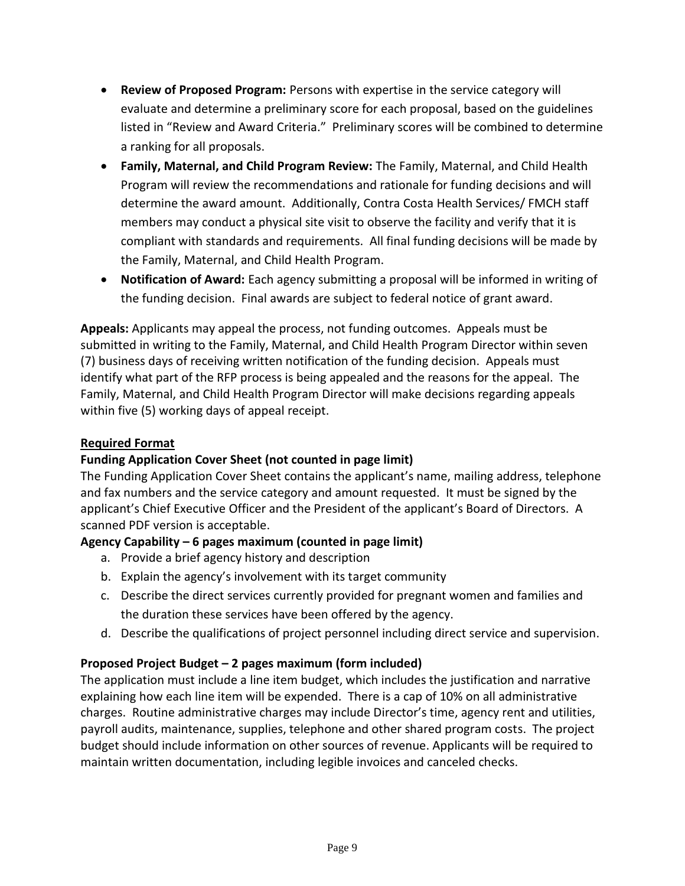- **Review of Proposed Program:** Persons with expertise in the service category will evaluate and determine a preliminary score for each proposal, based on the guidelines listed in "Review and Award Criteria." Preliminary scores will be combined to determine a ranking for all proposals.
- **Family, Maternal, and Child Program Review:** The Family, Maternal, and Child Health Program will review the recommendations and rationale for funding decisions and will determine the award amount. Additionally, Contra Costa Health Services/ FMCH staff members may conduct a physical site visit to observe the facility and verify that it is compliant with standards and requirements. All final funding decisions will be made by the Family, Maternal, and Child Health Program.
- **Notification of Award:** Each agency submitting a proposal will be informed in writing of the funding decision. Final awards are subject to federal notice of grant award.

**Appeals:** Applicants may appeal the process, not funding outcomes. Appeals must be submitted in writing to the Family, Maternal, and Child Health Program Director within seven (7) business days of receiving written notification of the funding decision. Appeals must identify what part of the RFP process is being appealed and the reasons for the appeal. The Family, Maternal, and Child Health Program Director will make decisions regarding appeals within five (5) working days of appeal receipt.

## Required Format

### Funding Application Cover Sheet (not counted in page limit)

The Funding Application Cover Sheet contains the applicant's name, mailing address, telephone and fax numbers and the service category and amount requested. It must be signed by the applicant's Chief Executive Officer and the President of the applicant's Board of Directors. A scanned PDF version is acceptable.

### Agency Capability – 6 pages maximum (counted in page limit)

a. Provide a brief agency history and description
b. Explain the agency's involvement with its target community
c. Describe the direct services currently provided for pregnant women and families and the duration these services have been offered by the agency.
d. Describe the qualifications of project personnel including direct service and supervision.

### Proposed Project Budget – 2 pages maximum (form included)

The application must include a line item budget, which includes the justification and narrative explaining how each line item will be expended. There is a cap of 10% on all administrative charges. Routine administrative charges may include Director's time, agency rent and utilities, payroll audits, maintenance, supplies, telephone and other shared program costs. The project budget should include information on other sources of revenue. Applicants will be required to maintain written documentation, including legible invoices and canceled checks.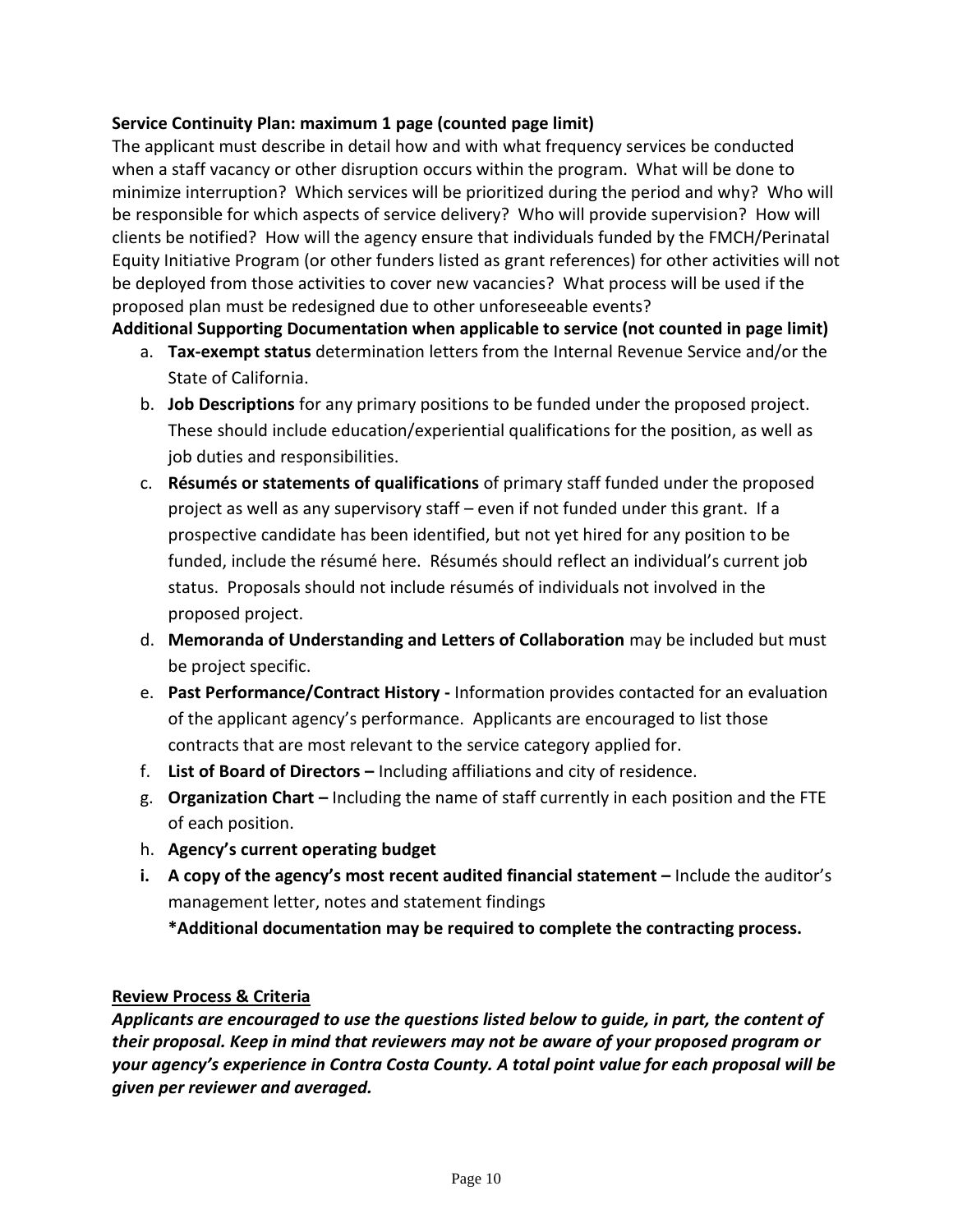**Service Continuity Plan: maximum 1 page (counted page limit)**

The applicant must describe in detail how and with what frequency services be conducted when a staff vacancy or other disruption occurs within the program. What will be done to minimize interruption? Which services will be prioritized during the period and why? Who will be responsible for which aspects of service delivery? Who will provide supervision? How will clients be notified? How will the agency ensure that individuals funded by the FMCH/Perinatal Equity Initiative Program (or other funders listed as grant references) for other activities will not be deployed from those activities to cover new vacancies? What process will be used if the proposed plan must be redesigned due to other unforeseeable events?

**Additional Supporting Documentation when applicable to service (not counted in page limit)**

a. **Tax-exempt status** determination letters from the Internal Revenue Service and/or the State of California.
b. **Job Descriptions** for any primary positions to be funded under the proposed project. These should include education/experiential qualifications for the position, as well as job duties and responsibilities.
c. **Résumés or statements of qualifications** of primary staff funded under the proposed project as well as any supervisory staff – even if not funded under this grant. If a prospective candidate has been identified, but not yet hired for any position to be funded, include the résumé here. Résumés should reflect an individual's current job status. Proposals should not include résumés of individuals not involved in the proposed project.
d. **Memoranda of Understanding and Letters of Collaboration** may be included but must be project specific.
e. **Past Performance/Contract History -** Information provides contacted for an evaluation of the applicant agency's performance. Applicants are encouraged to list those contracts that are most relevant to the service category applied for.
f. **List of Board of Directors –** Including affiliations and city of residence.
g. **Organization Chart –** Including the name of staff currently in each position and the FTE of each position.
h. **Agency's current operating budget**
i. **A copy of the agency's most recent audited financial statement –** Include the auditor's management letter, notes and statement findings

**\*Additional documentation may be required to complete the contracting process.**

**Review Process & Criteria**

***Applicants are encouraged to use the questions listed below to guide, in part, the content of their proposal. Keep in mind that reviewers may not be aware of your proposed program or your agency's experience in Contra Costa County. A total point value for each proposal will be given per reviewer and averaged.***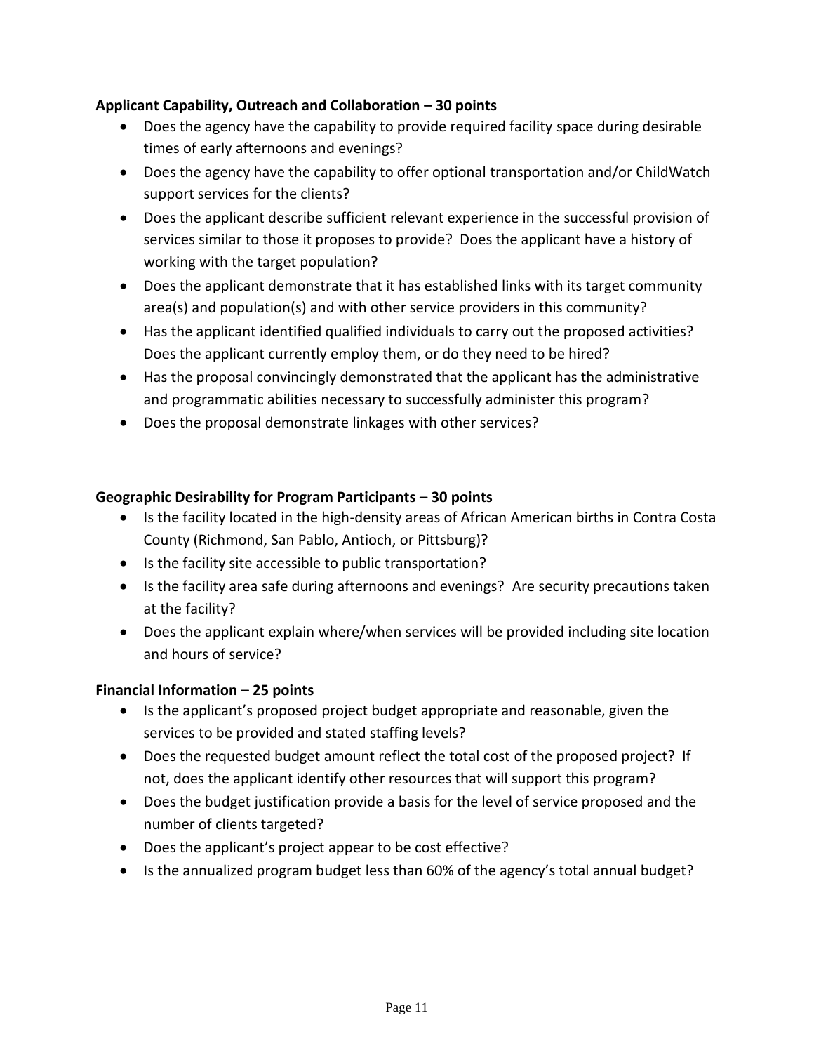**Applicant Capability, Outreach and Collaboration – 30 points**

- Does the agency have the capability to provide required facility space during desirable times of early afternoons and evenings?
- Does the agency have the capability to offer optional transportation and/or ChildWatch support services for the clients?
- Does the applicant describe sufficient relevant experience in the successful provision of services similar to those it proposes to provide? Does the applicant have a history of working with the target population?
- Does the applicant demonstrate that it has established links with its target community area(s) and population(s) and with other service providers in this community?
- Has the applicant identified qualified individuals to carry out the proposed activities? Does the applicant currently employ them, or do they need to be hired?
- Has the proposal convincingly demonstrated that the applicant has the administrative and programmatic abilities necessary to successfully administer this program?
- Does the proposal demonstrate linkages with other services?

**Geographic Desirability for Program Participants – 30 points**

- Is the facility located in the high-density areas of African American births in Contra Costa County (Richmond, San Pablo, Antioch, or Pittsburg)?
- Is the facility site accessible to public transportation?
- Is the facility area safe during afternoons and evenings? Are security precautions taken at the facility?
- Does the applicant explain where/when services will be provided including site location and hours of service?

**Financial Information – 25 points**

- Is the applicant's proposed project budget appropriate and reasonable, given the services to be provided and stated staffing levels?
- Does the requested budget amount reflect the total cost of the proposed project? If not, does the applicant identify other resources that will support this program?
- Does the budget justification provide a basis for the level of service proposed and the number of clients targeted?
- Does the applicant's project appear to be cost effective?
- Is the annualized program budget less than 60% of the agency's total annual budget?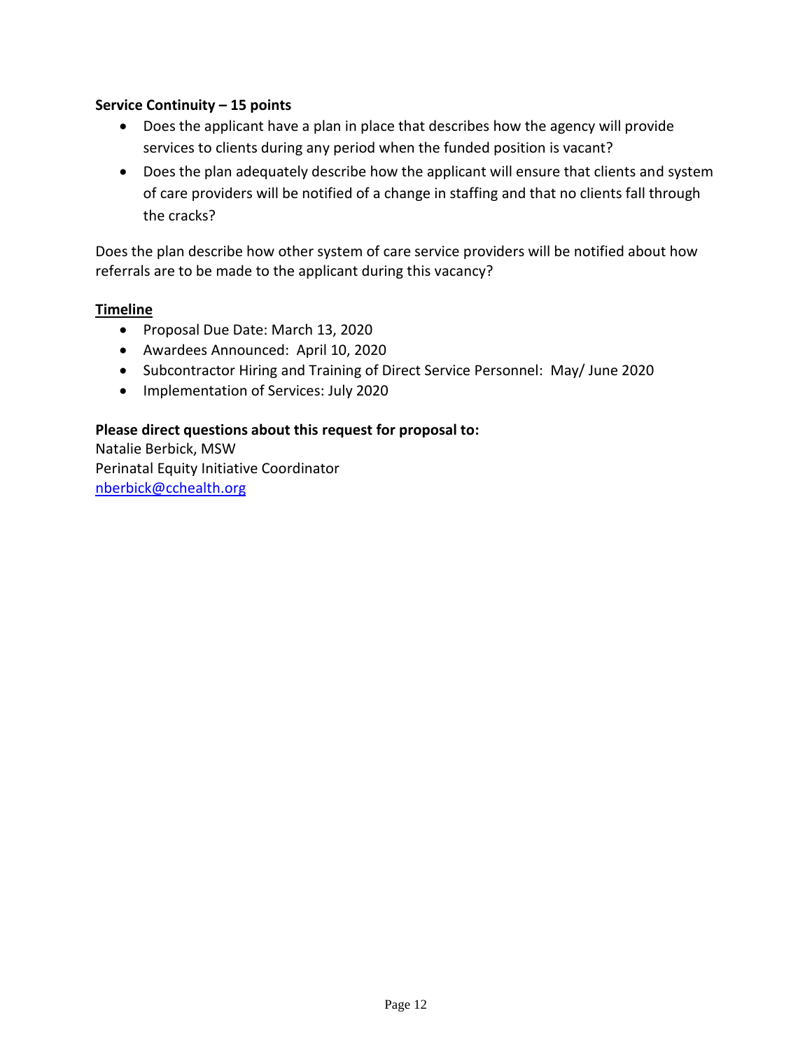**Service Continuity – 15 points**

- Does the applicant have a plan in place that describes how the agency will provide services to clients during any period when the funded position is vacant?
- Does the plan adequately describe how the applicant will ensure that clients and system of care providers will be notified of a change in staffing and that no clients fall through the cracks?

Does the plan describe how other system of care service providers will be notified about how referrals are to be made to the applicant during this vacancy?

**Timeline**

- Proposal Due Date: March 13, 2020
- Awardees Announced: April 10, 2020
- Subcontractor Hiring and Training of Direct Service Personnel: May/ June 2020
- Implementation of Services: July 2020

**Please direct questions about this request for proposal to:**
Natalie Berbick, MSW
Perinatal Equity Initiative Coordinator
nberbick@cchealth.org